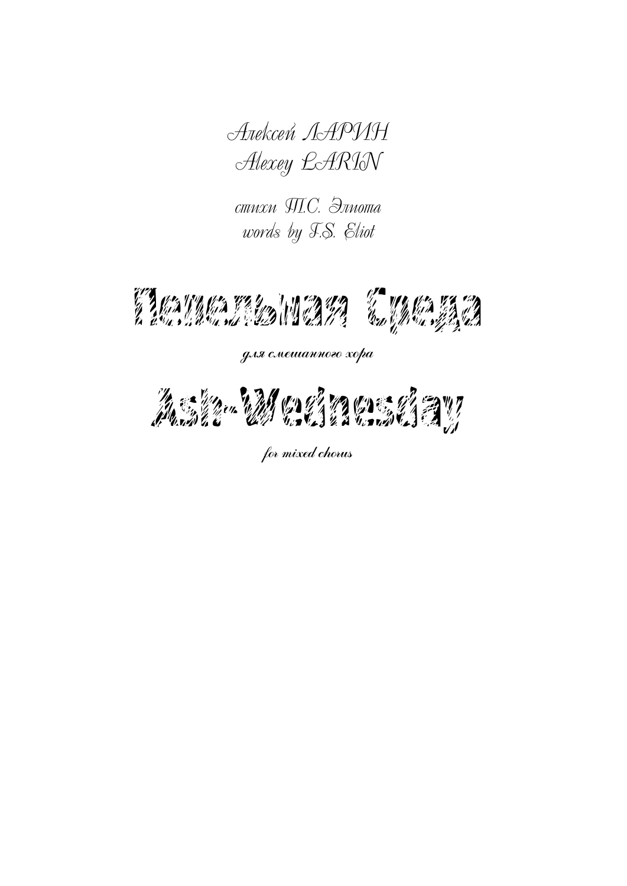*Алексей ЛАРИН*
*Alexey LARIN*

*стихи Т.С. Элиота*
*words by T.S. Eliot*

# Пепельная Среда

***для смешанного хора***

# Ash-Wednesday

***for mixed chorus***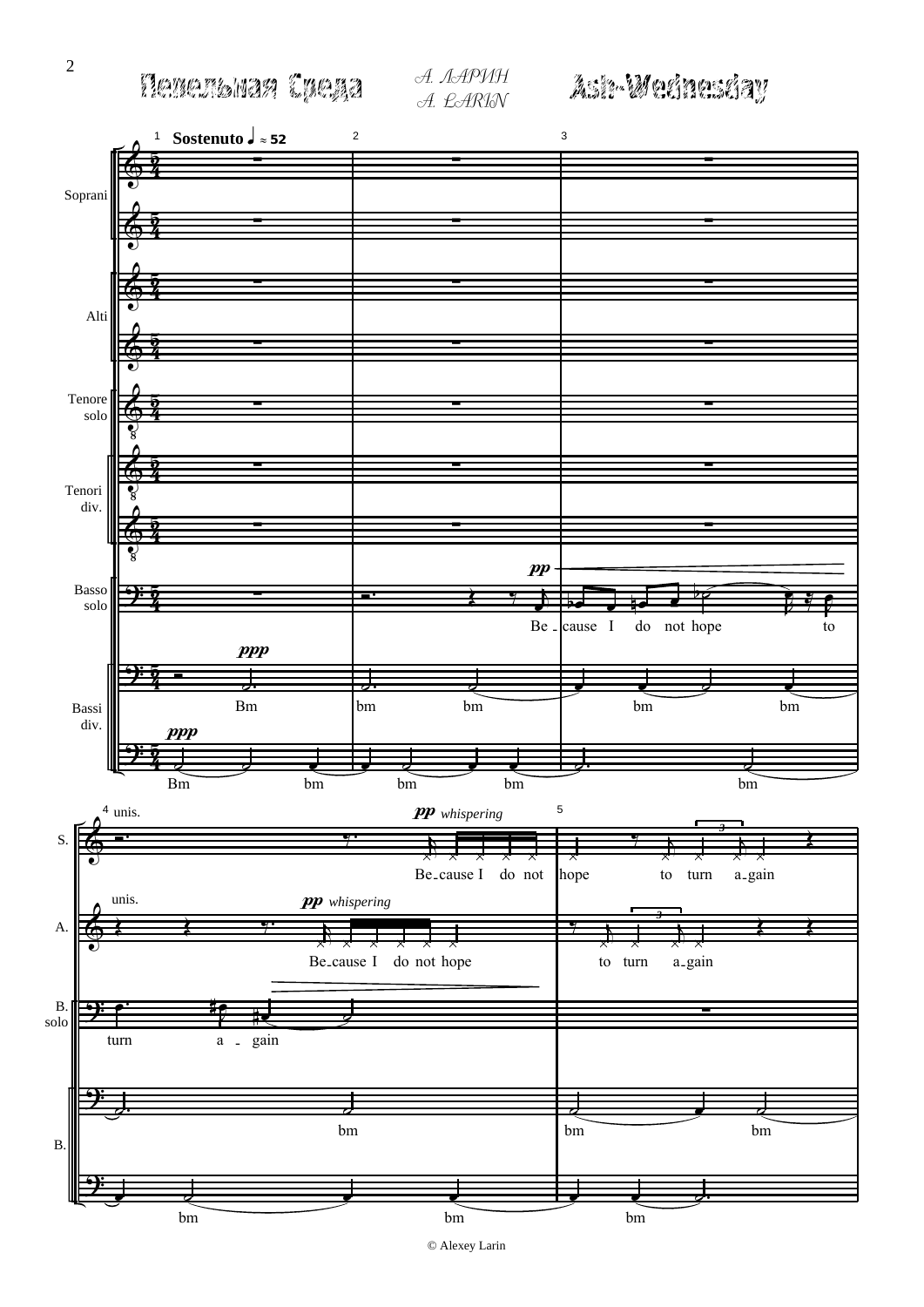# Пепельная Среда

А. ЛАРИН
A. LARIN

# Ash-Wednesday

Sostenuto ♩ ≈ 52

Soprani, Alti, Tenore solo, Tenori div., Basso solo, Bassi div.

Because I do not hope to turn again

Bm bm bm bm bm

unis. *pp whispering* Because I do not hope to turn again

© Alexey Larin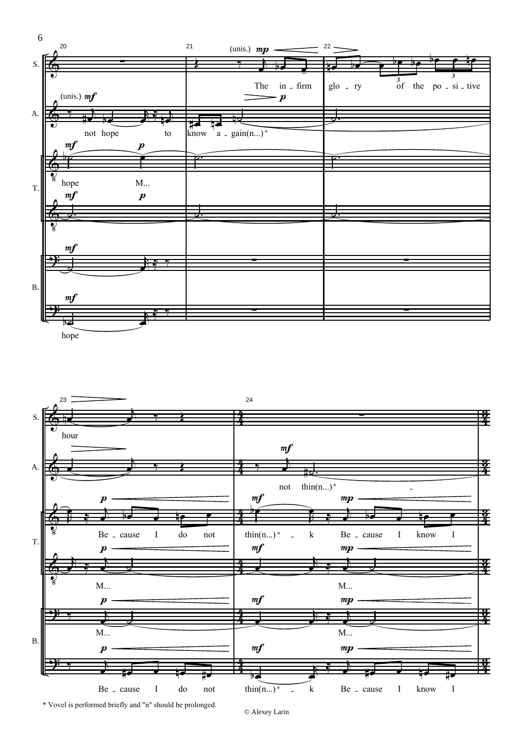\* Vovel is performed briefly and "n" should be prolonged.

© Alexey Larin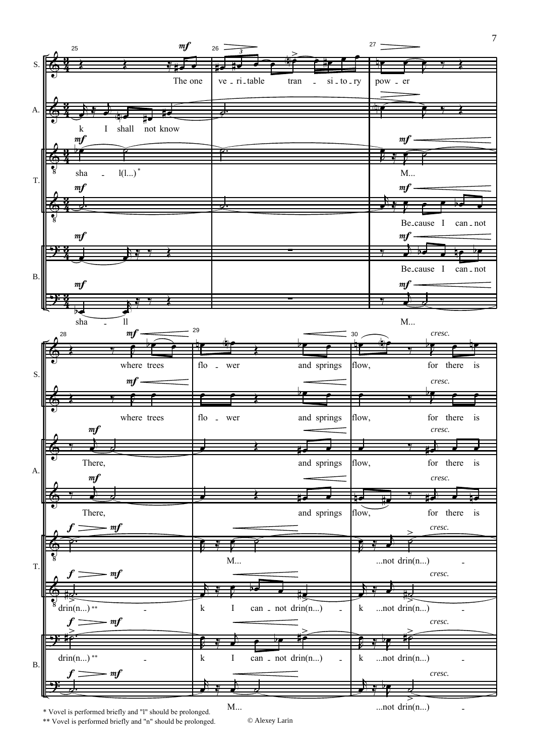\* Vovel is performed briefly and "l" should be prolonged.

\*\* Vovel is performed briefly and "n" should be prolonged.

© Alexey Larin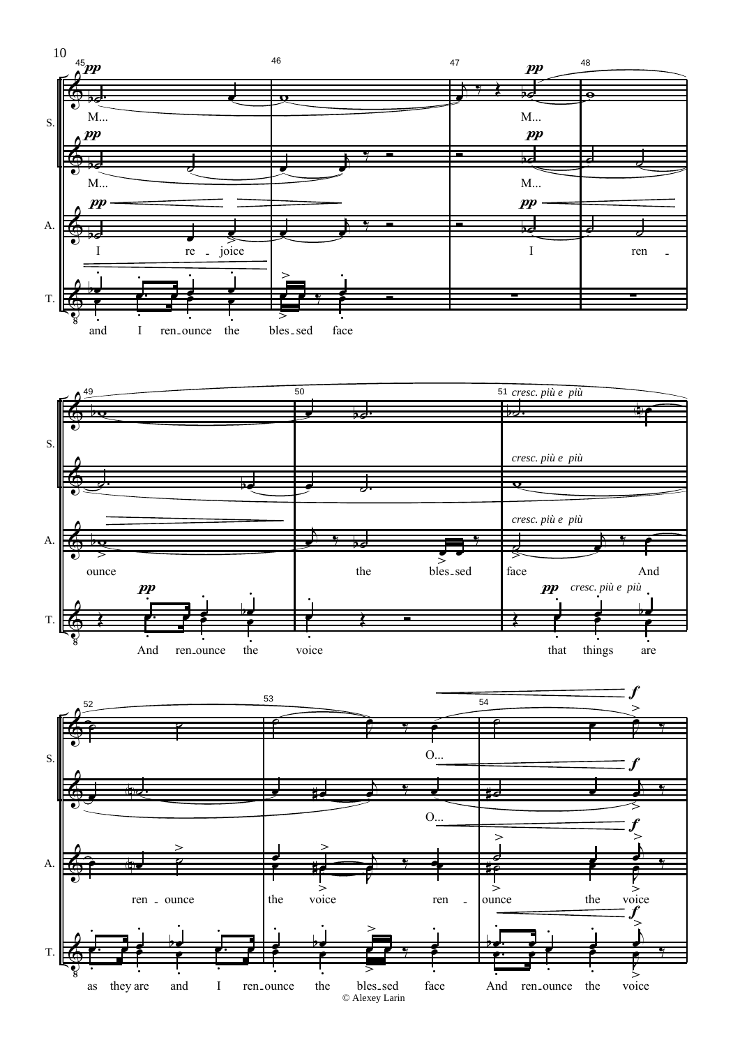S. A. T.

M... I re - joice and I ren - ounce the bles - sed face M... I ren - ounce

And ren - ounce the voice the bles - sed face And that things are

O... ren - ounce the voice ren - ounce the voice as they are and I ren - ounce the bles - sed face And ren - ounce the voice

*cresc. più e più*

© Alexey Larin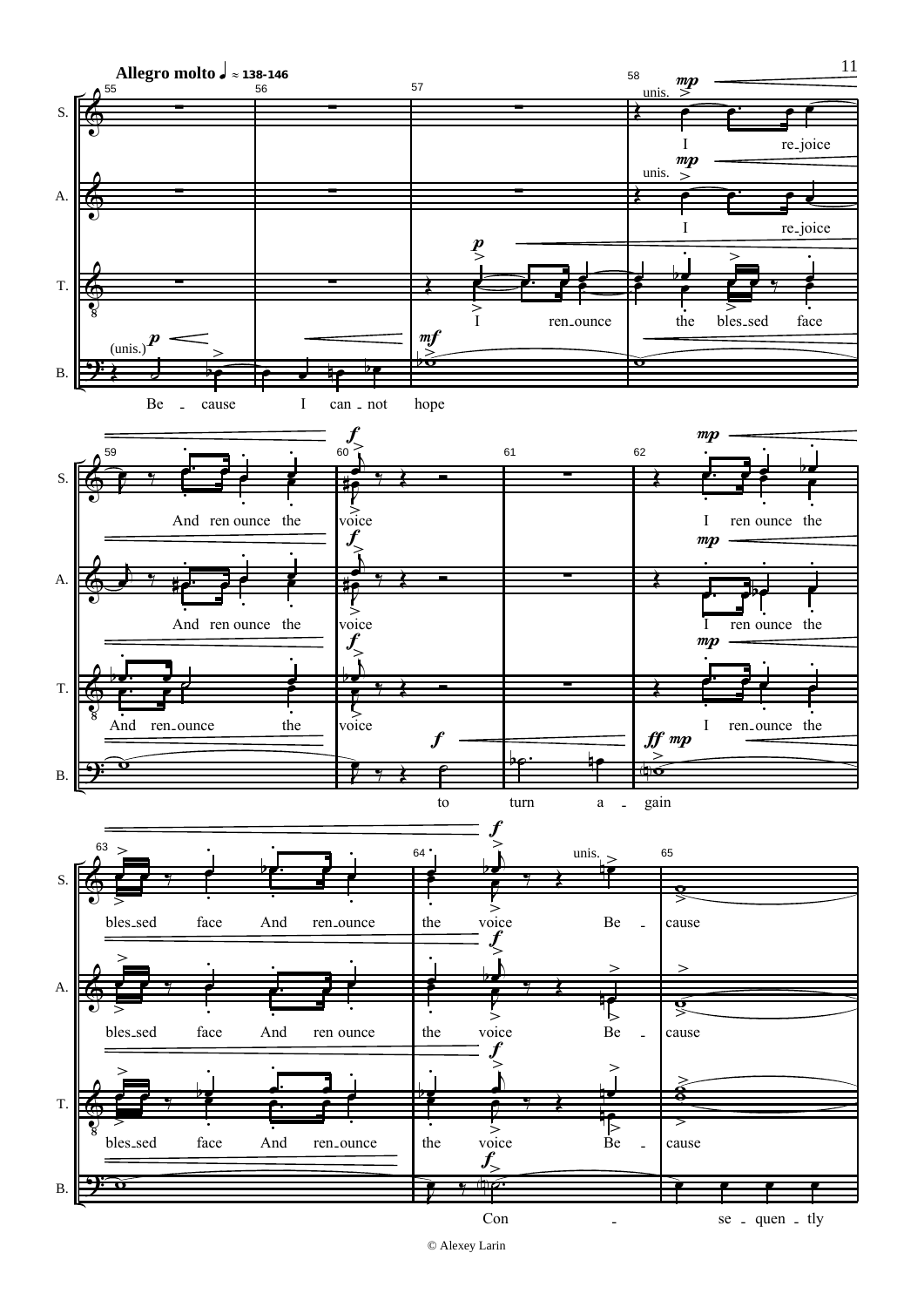**Allegro molto** ♩ ≈ 138-146

S. A. T. B.

Be - cause I can - not hope

I re - joice

I ren - ounce the bles - sed face

And ren ounce the voice

to turn a - gain

I ren ounce the

bles - sed face And ren - ounce the voice Be - cause

Con - se - quen - tly

© Alexey Larin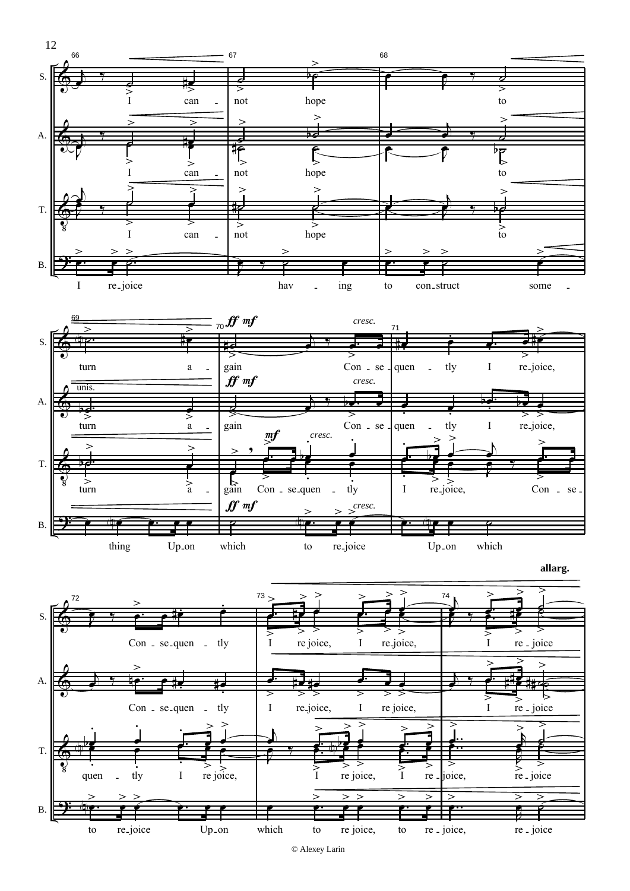© Alexey Larin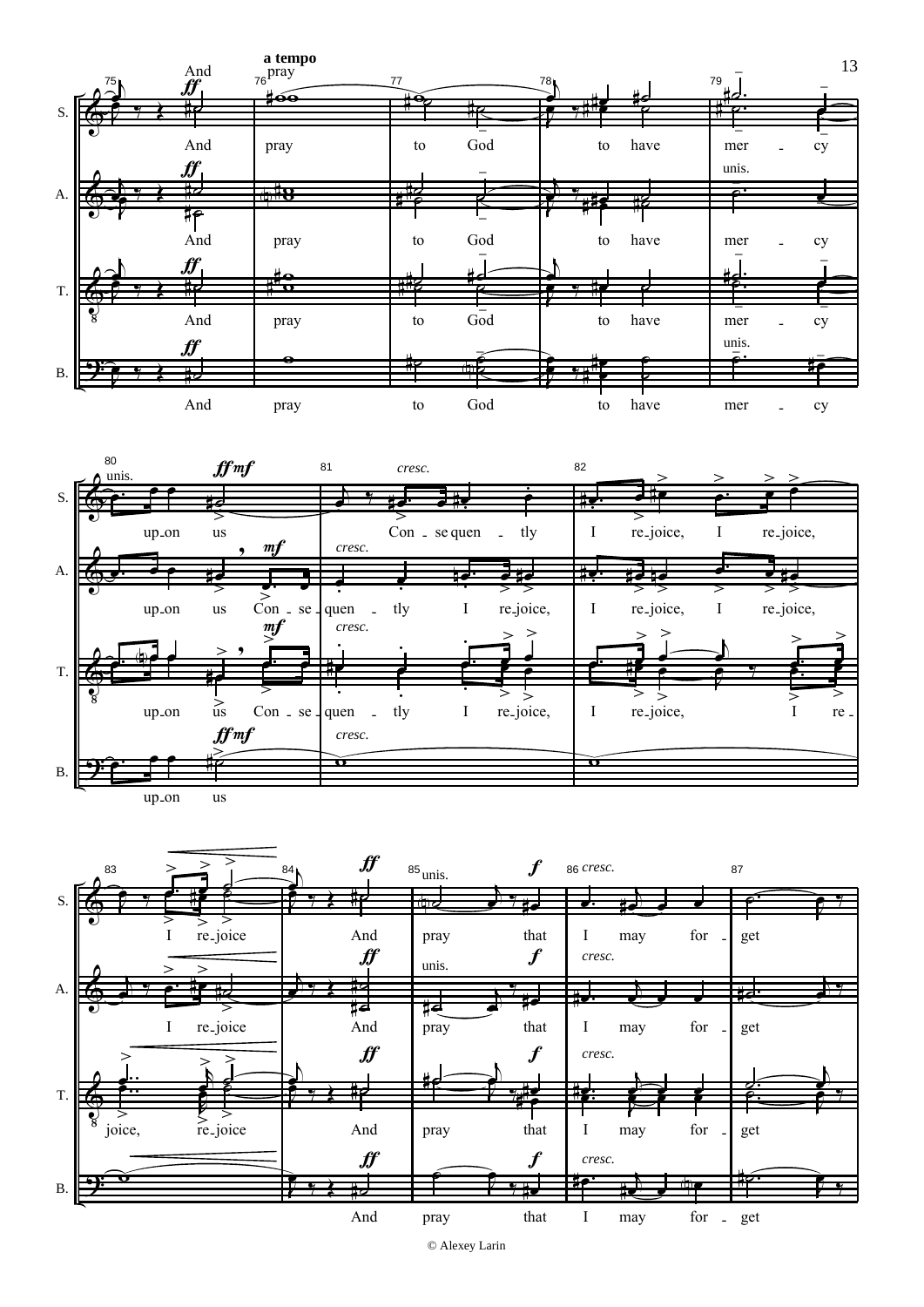© Alexey Larin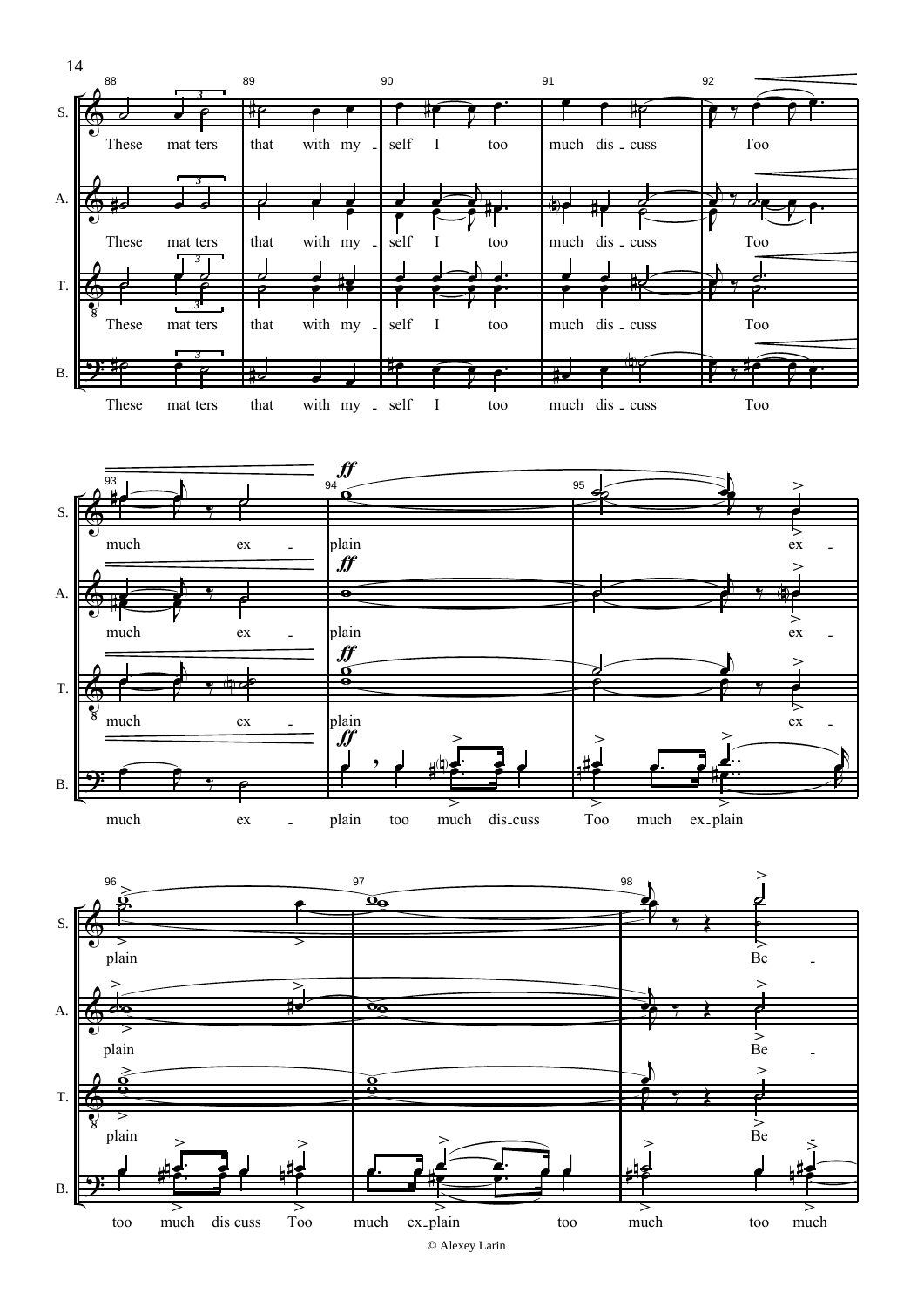© Alexey Larin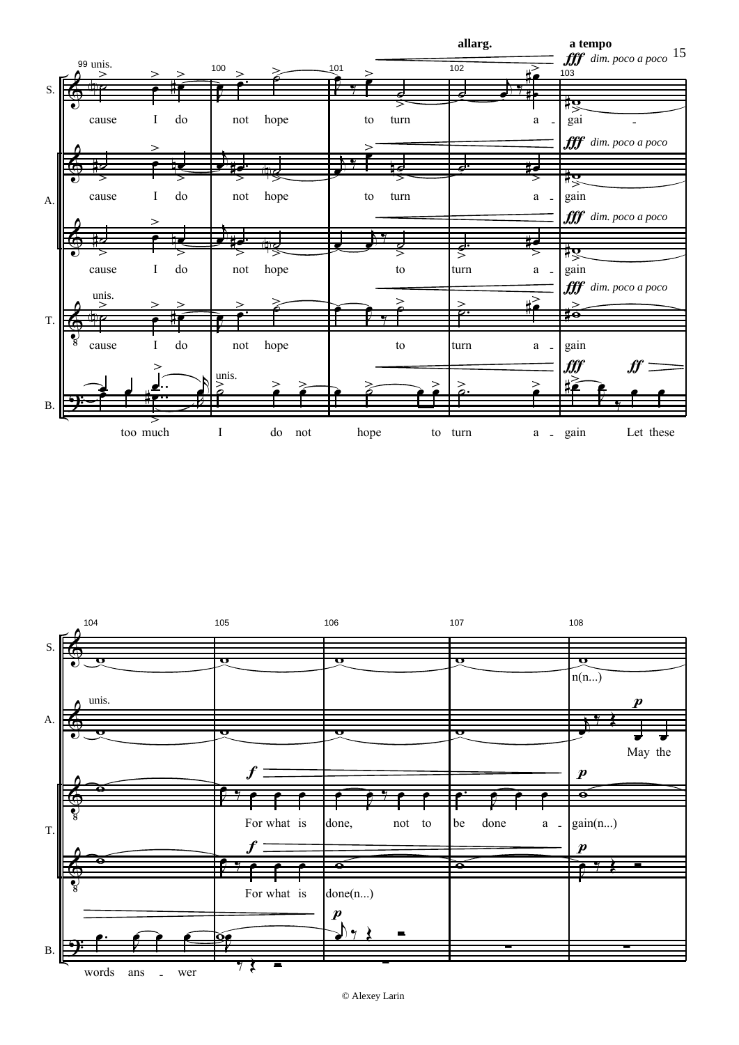allarg. a tempo

*fff dim. poco a poco*

99 unis. 100 101 102 103

S. cause I do not hope to turn a - gai -

A. cause I do not hope to turn a - gain

cause I do not hope to turn a - gain

unis.

T. cause I do not hope to turn a - gain

unis.

B. too much I do not hope to turn a - gain Let these

104 105 106 107 108

S. n(n...)

unis.

A. May the

T. For what is done, not to be done a - gain(n...)

For what is done(n...)

B. words ans - wer

© Alexey Larin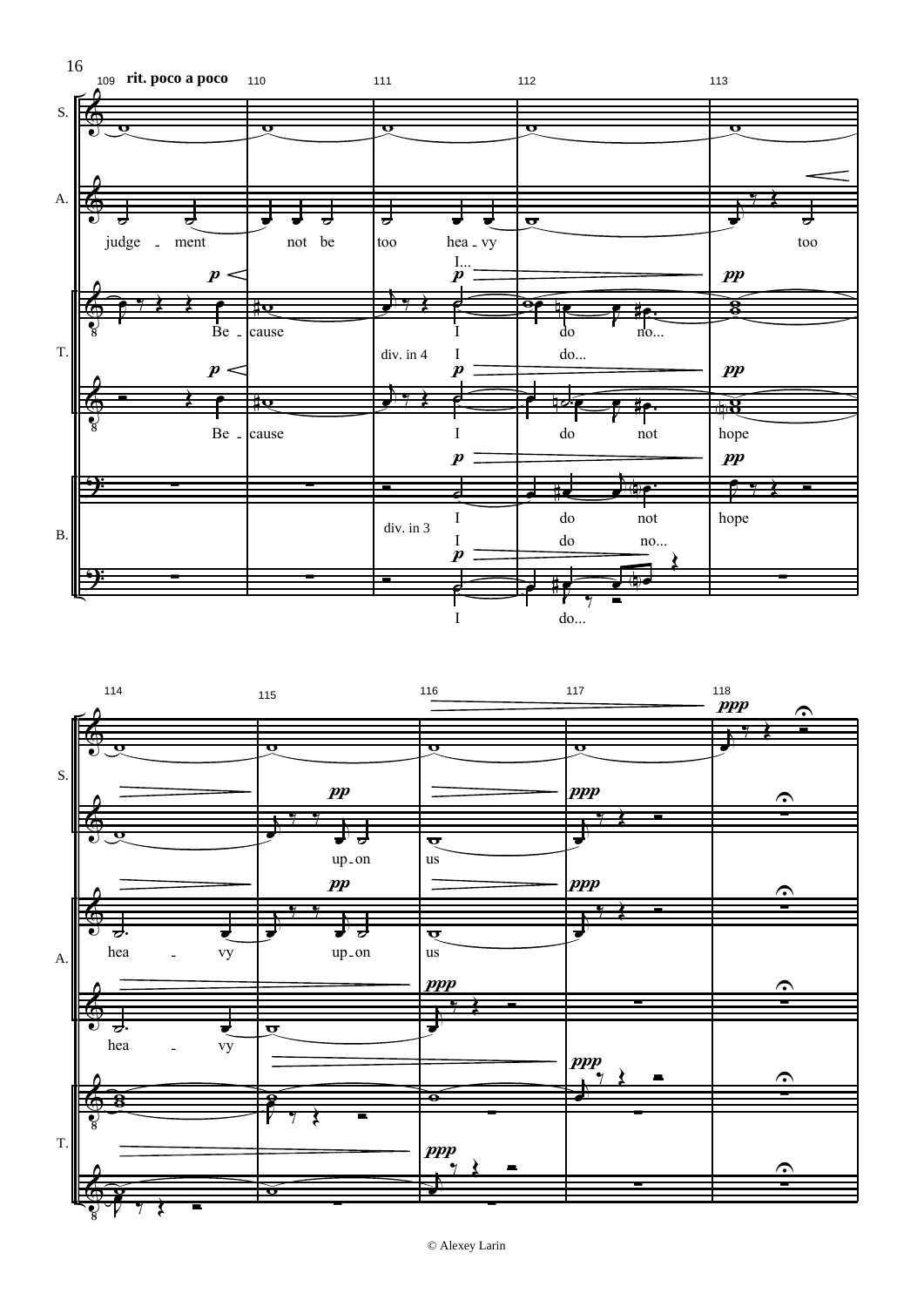rit. poco a poco

A.: judge - ment not be too hea - vy too

T.: Be - cause I do no...

div. in 4 I do...

T.: Be - cause I do not hope

B.: I do not hope

div. in 3 I do no...

I do...

A.: up - on us

A.: hea - vy up - on us

A.: hea - vy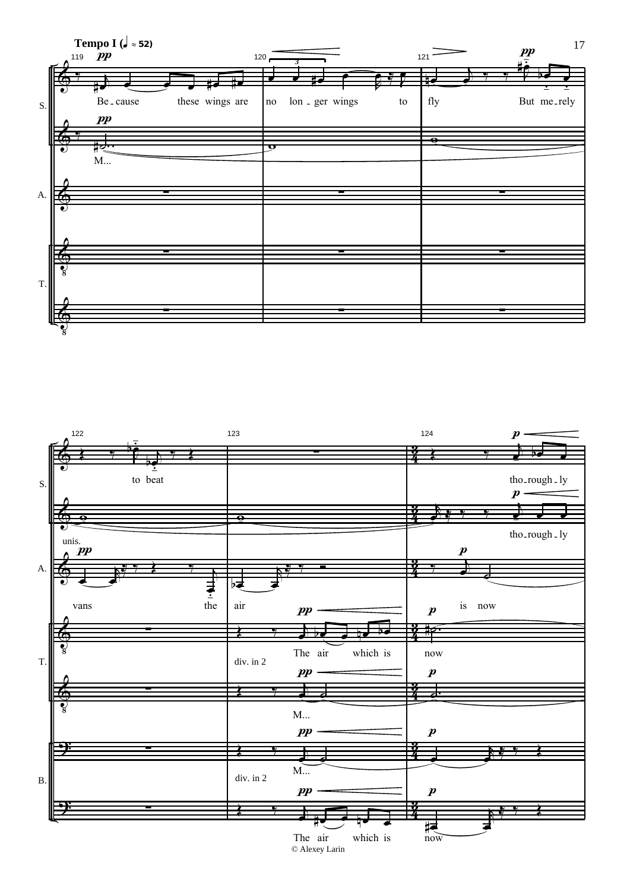**Tempo I (♩ ≈ 52)**

S.: Be-cause these wings are no lon-ger wings to fly But me-rely to beat tho-rough-ly

S.: M... unis. tho-rough-ly

A.: vans the air is now

T.: The air which is now

T.: div. in 2 M...

B.: M...

B.: div. in 2 The air which is now

© Alexey Larin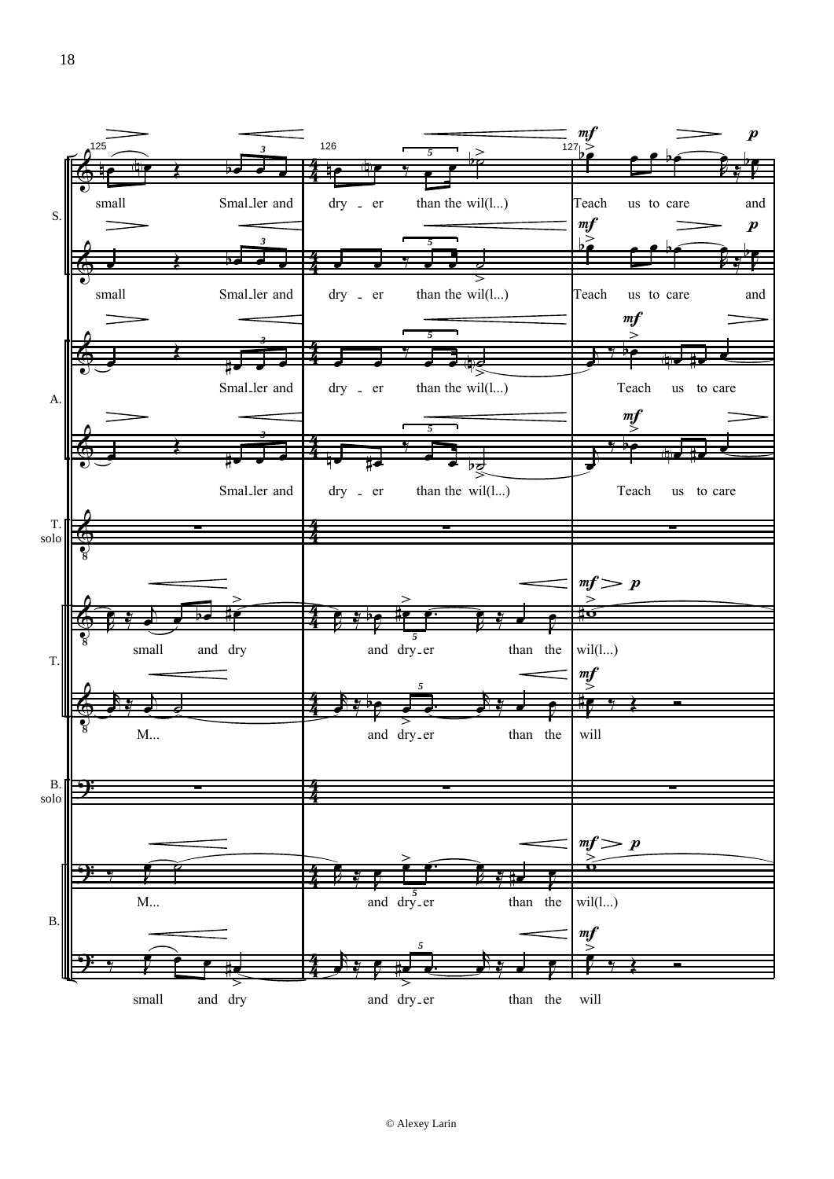125

**S.**

small — Smal_ler and — dry - er — than the wil(l...) — Teach us to care and

small — Smal_ler and — dry - er — than the wil(l...) — Teach us to care and

**A.**

Smal_ler and — dry - er — than the wil(l...) — Teach us to care

Smal_ler and — dry - er — than the wil(l...) — Teach us to care

**T. solo**

**T.**

small and dry — and dry_er — than the — wil(l...)

M... — and dry_er — than the — will

**B. solo**

**B.**

M... — and dry_er — than the — wil(l...)

small and dry — and dry_er — than the — will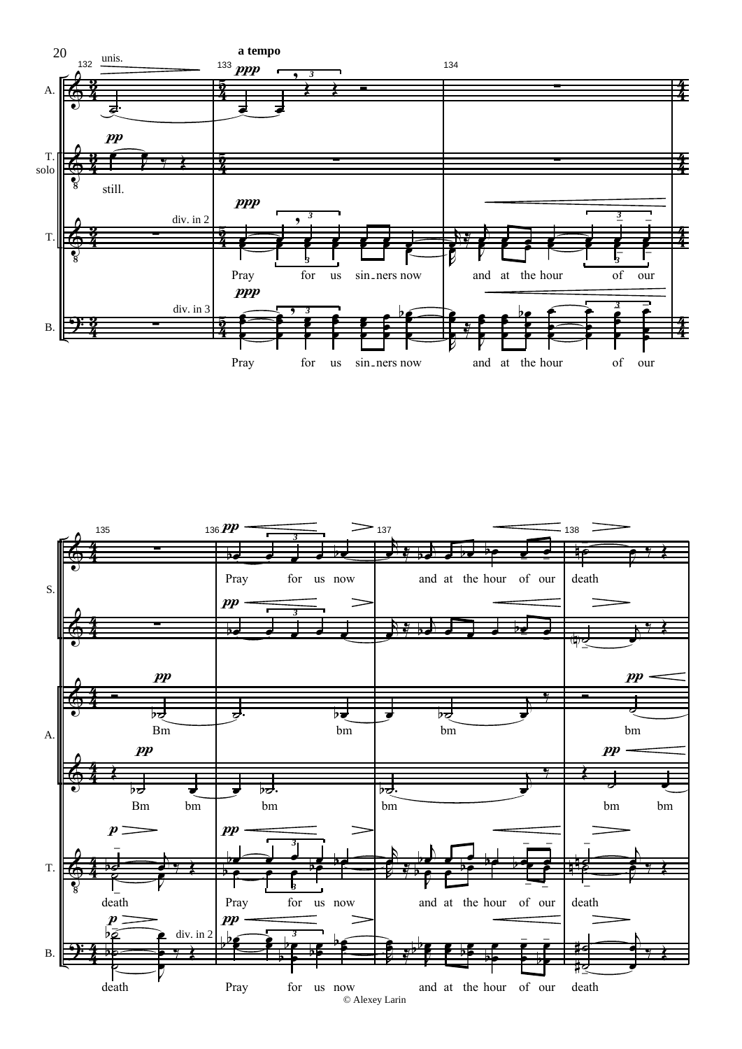**a tempo**

A. — unis. — "still."

T. solo — *pp* — still.

T. — div. in 2 — *ppp* — Pray for us sin_ners now and at the hour of our

B. — div. in 3 — *ppp* — Pray for us sin_ners now and at the hour of our

S. — *pp* — Pray for us now and at the hour of our death

S. — *pp* — (second staff, no text)

A. — *pp* — Bm bm bm bm

A. — *pp* — Bm bm bm bm bm bm

T. — *p* — death — *pp* — Pray for us now and at the hour of our death

B. — *p* — death — div. in 2 — *pp* — Pray for us now and at the hour of our death

© Alexey Larin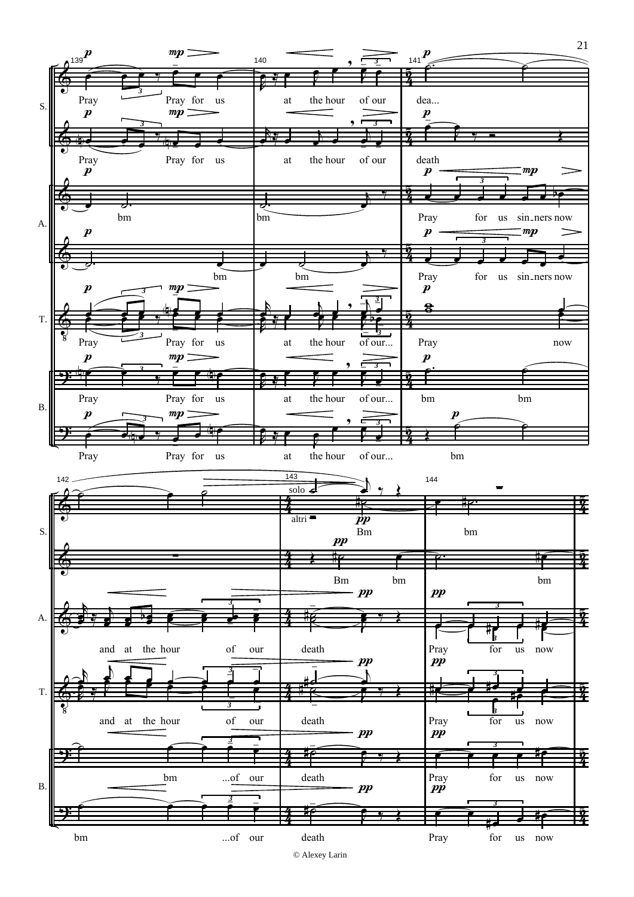© Alexey Larin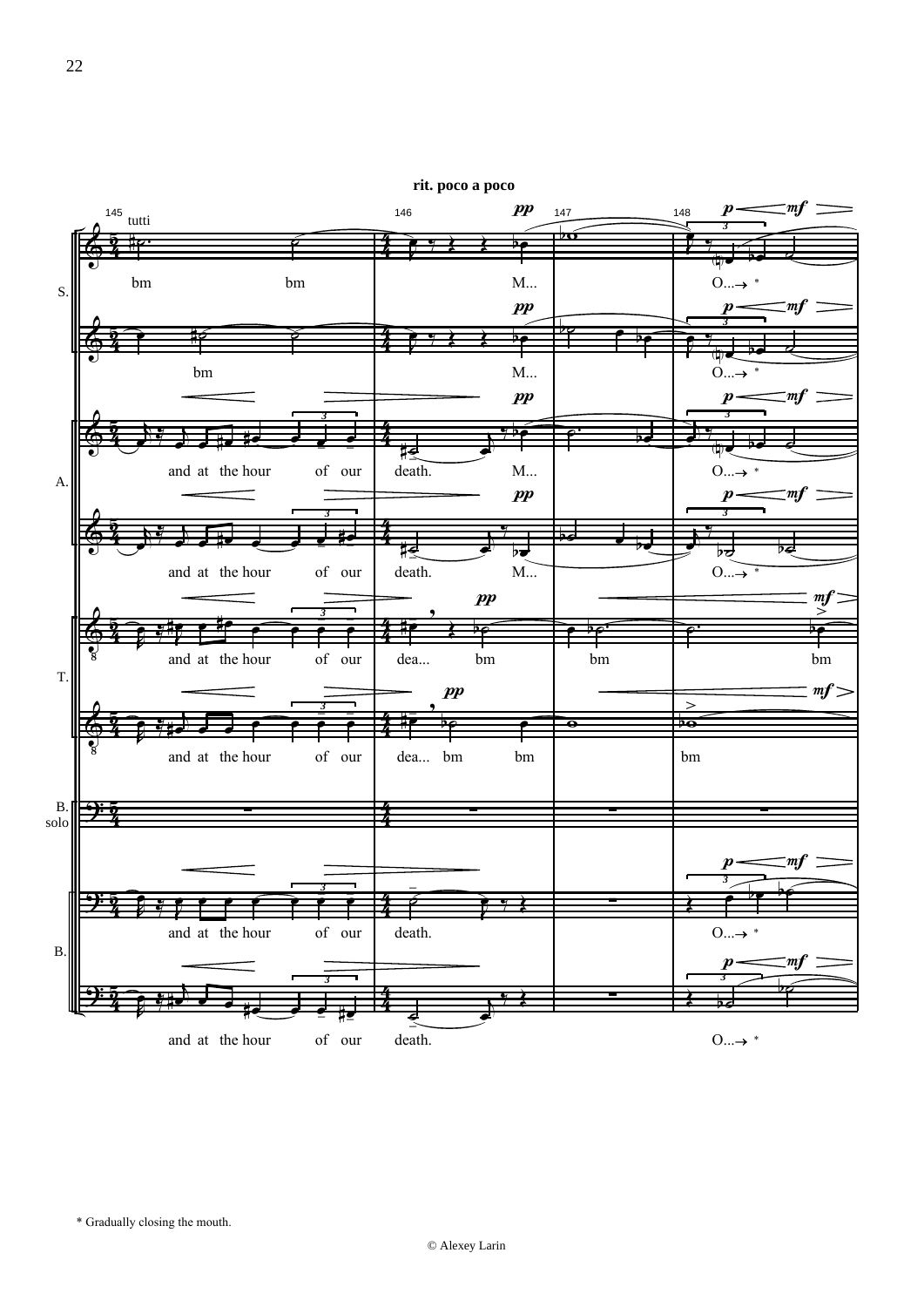**rit. poco a poco**

\* Gradually closing the mouth.

© Alexey Larin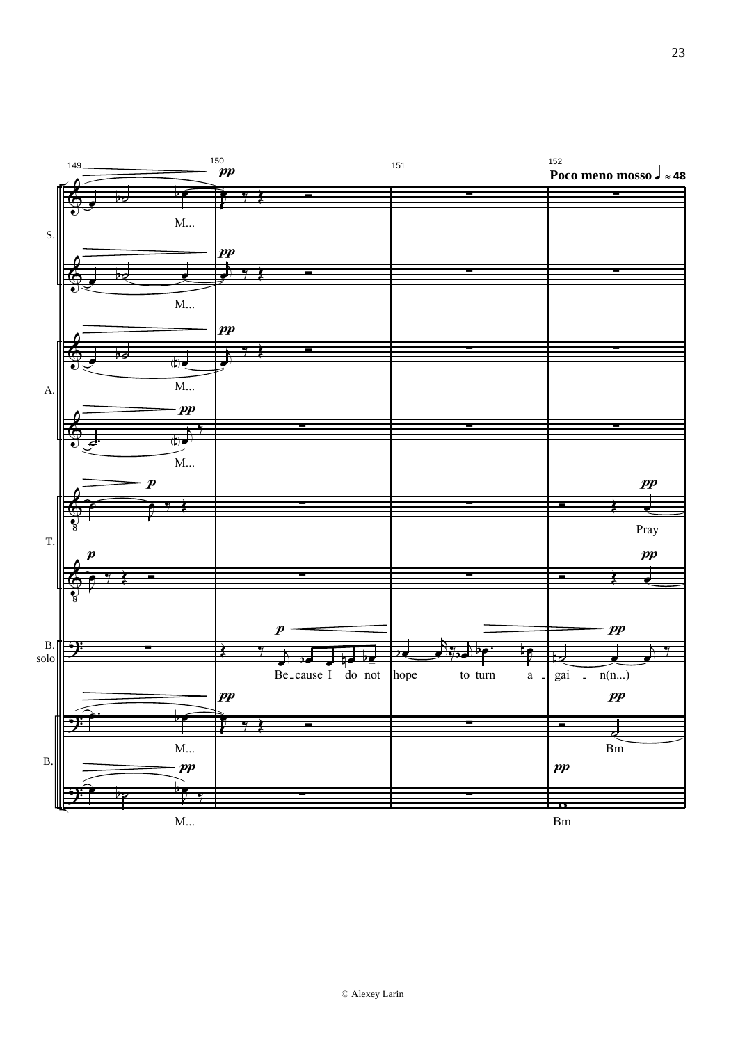**Poco meno mosso** ♩ ≈ 48

S.

M...

M...

A.

M...

M...

T.

Pray

B. solo

Be - cause I do not hope to turn a - gai - n(n...)

B.

M...

Bm

M...

Bm

© Alexey Larin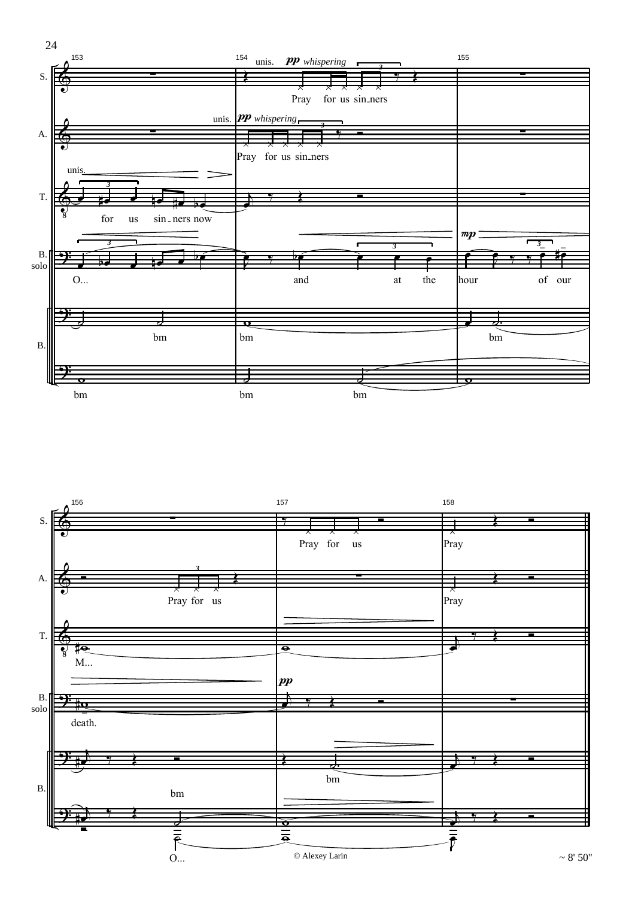© Alexey Larin

~ 8' 50"